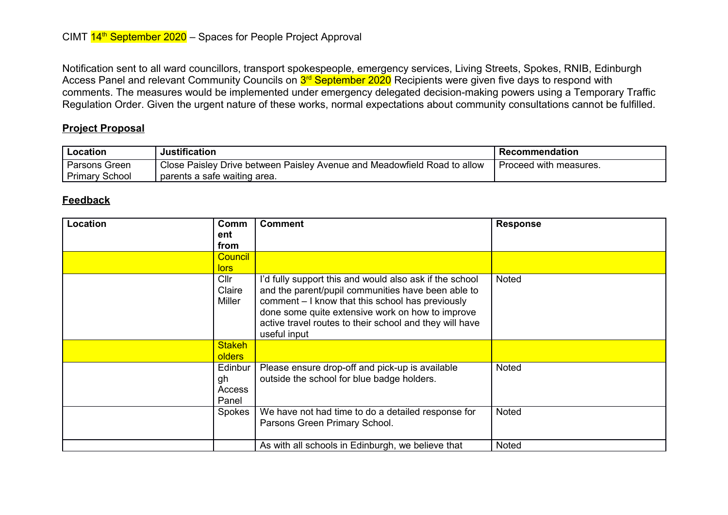CIMT 14th September 2020 – Spaces for People Project Approval

Notification sent to all ward councillors, transport spokespeople, emergency services, Living Streets, Spokes, RNIB, Edinburgh Access Panel and relevant Community Councils on 3rd September 2020 Recipients were given five days to respond with comments. The measures would be implemented under emergency delegated decision-making powers using a Temporary Traffic Regulation Order. Given the urgent nature of these works, normal expectations about community consultations cannot be fulfilled.

## Project Proposal

| Location | Justification | Recommendation |
|---|---|---|
| Parsons Green Primary School | Close Paisley Drive between Paisley Avenue and Meadowfield Road to allow parents a safe waiting area. | Proceed with measures. |

## Feedback

| Location | Comment from | Comment | Response |
|---|---|---|---|
| | Councillors | | |
| | Cllr Claire Miller | I'd fully support this and would also ask if the school and the parent/pupil communities have been able to comment – I know that this school has previously done some quite extensive work on how to improve active travel routes to their school and they will have useful input | Noted |
| | Stakeholders | | |
| | Edinburgh Access Panel | Please ensure drop-off and pick-up is available outside the school for blue badge holders. | Noted |
| | Spokes | We have not had time to do a detailed response for Parsons Green Primary School. | Noted |
| | | As with all schools in Edinburgh, we believe that | Noted |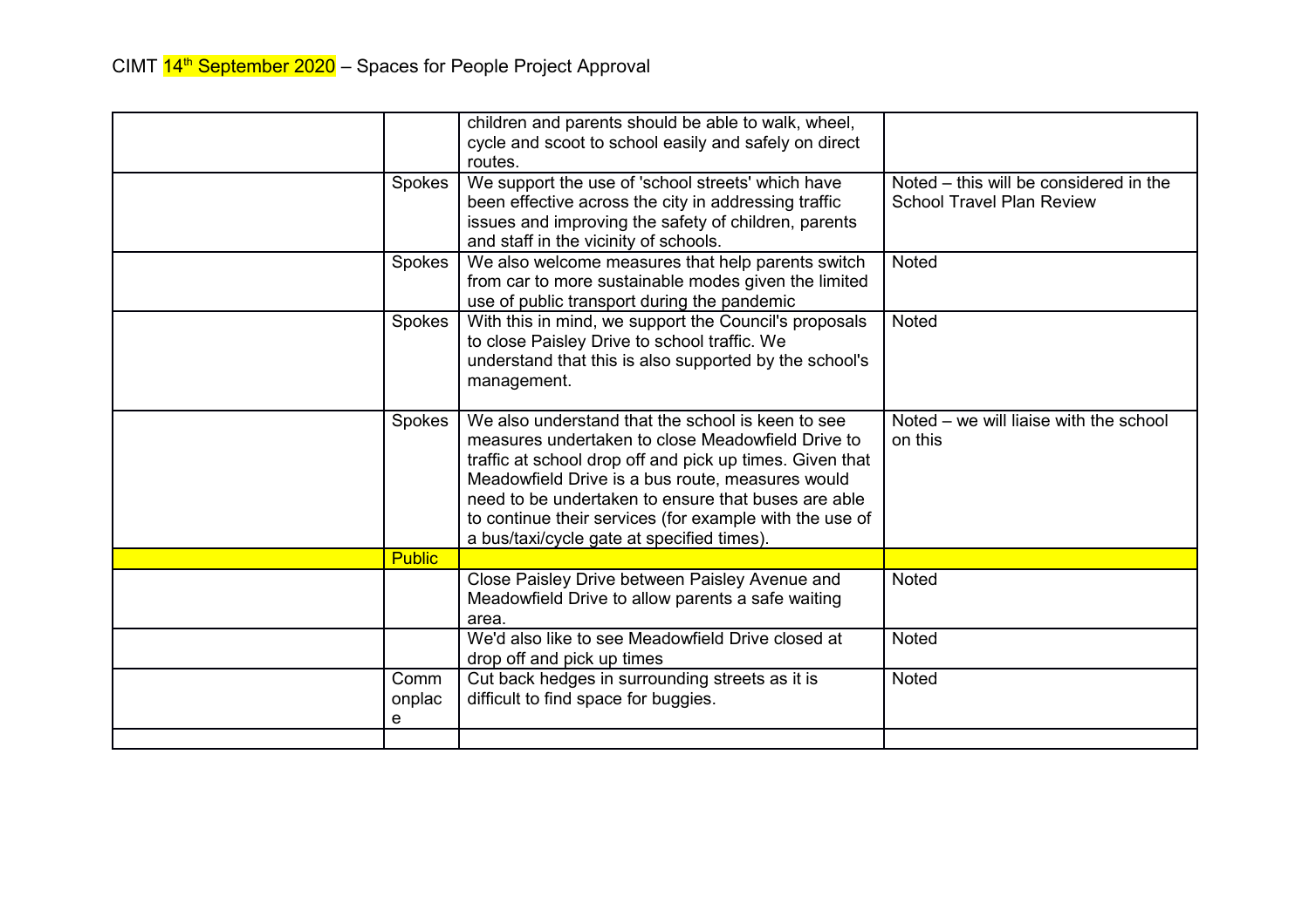CIMT 14th September 2020 – Spaces for People Project Approval

| | | | |
|---|---|---|---|
| | | children and parents should be able to walk, wheel, cycle and scoot to school easily and safely on direct routes. | |
| | Spokes | We support the use of 'school streets' which have been effective across the city in addressing traffic issues and improving the safety of children, parents and staff in the vicinity of schools. | Noted – this will be considered in the School Travel Plan Review |
| | Spokes | We also welcome measures that help parents switch from car to more sustainable modes given the limited use of public transport during the pandemic | Noted |
| | Spokes | With this in mind, we support the Council's proposals to close Paisley Drive to school traffic. We understand that this is also supported by the school's management. | Noted |
| | Spokes | We also understand that the school is keen to see measures undertaken to close Meadowfield Drive to traffic at school drop off and pick up times. Given that Meadowfield Drive is a bus route, measures would need to be undertaken to ensure that buses are able to continue their services (for example with the use of a bus/taxi/cycle gate at specified times). | Noted – we will liaise with the school on this |
| | Public | | |
| | | Close Paisley Drive between Paisley Avenue and Meadowfield Drive to allow parents a safe waiting area. | Noted |
| | | We'd also like to see Meadowfield Drive closed at drop off and pick up times | Noted |
| | Commonplace | Cut back hedges in surrounding streets as it is difficult to find space for buggies. | Noted |
| | | | |